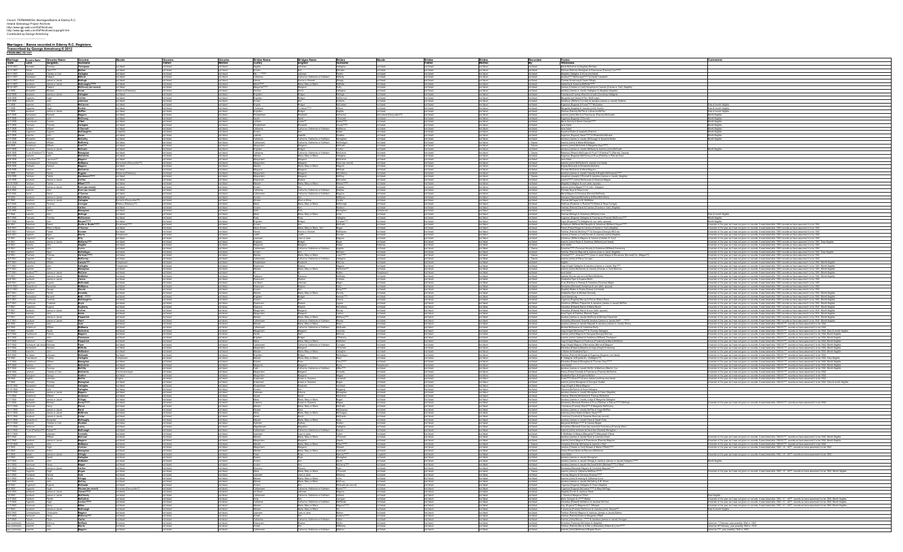Church: FERMANAGH, Marriages/Banns of Enniskillen R.C.
Ireland Genealogy Project Archives
http://www.igp-web.com/IGPArchives/
http://www.igp-web.com/IGPArchives/copyright.htm
Contributed by George Armstrong

## Marriages / Banns recorded in Enniskillen R.C. Registers
### Transcribed by George Armstrong © 2012
**FROM MIC1D/161**

| Marriage Date | Grooms Name (Latin) | Grooms Name (English) | Grooms Surname | Abode | Grooms Father | Grooms Mother | Brides Name (Latin) | Brides Name English | Brides Surname | Abode | Brides Father | Brides Mother | Recorded By | Witnesses | Comments |
|---|---|---|---|---|---|---|---|---|---|---|---|---|---|---|---|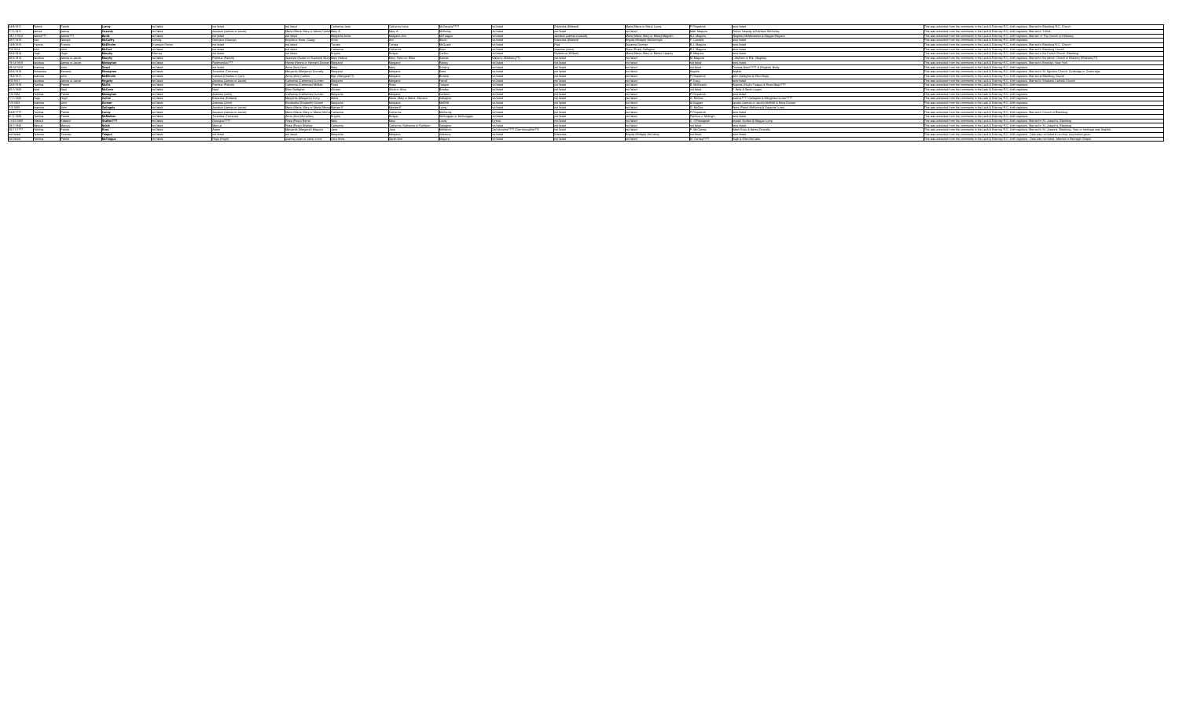| | | | | | | | | | | | | | | | |
|---|---|---|---|---|---|---|---|---|---|---|---|---|---|---|---|
| 24/8/1911 | Patrick | Patrick | Lunny | not listed | not listed | not listed | Catherine Jane | Catherine Jane | McGaughy???? | not listed | Edwardus (Edward) | Maria (Maria or Mary) Lunny | P Fitzpatrick | none listed | This was extracted from the comments in the Lack & Kiltenny R.C. birth registers. Married in Maddiboy R.C. Church |
| 7/11/1911 | Jacobus | James | Cassidy | not listed | Jacobus (James or Jacob) | Maria (Maria, Mary or Marie) Cassidy | Mary A. | Mary A. | McGinley | not listed | not listed | not listed | Matt. Maguire | Patrick Cassidy & Kathleen McGinley | This was extracted from the comments in the Lack & Kiltenny R.C. birth registers. Married in Trillick |
| 18/11/1912 | Jacobus??? | James??? | Barrett | not listed | not listed | not listed | Margarita Anna | Margaret Ann | McTeague | not listed | Jacobus (James or Jacob) | Maria (Maria, Mary or Marie) Maguire | R.J. Maguire | (Sophia) McMenamon & Maggie Maguire | This was extracted from the comments in the Lack & Kiltenny R.C. birth registers. Married in The Church of Kiltenny |
| 26/7/1913 | Geo | George | McCaffrey | Gravelly | Georgius (George) | Brigida or Anna (Cathy) | Anna | Ann | Beatty | not listed | Francis (Edward) | Brigida (Bridget) McDermott | T. Cassidy | none listed | This was extracted from the comments in the Lack & Kiltenny R.C. birth registers. |
| 14/8/1913 | Francis | Francis | McBrine | Drumquin Parish | not listed | not listed | Teresa | Teresa | McQuaid | not listed | Paul | Susanna Gorman | R.J. Maguire | none listed | This was extracted from the comments in the Lack & Kiltenny R.C. birth registers. Married in Maddiboy R.C. Church |
| 1/9/1914 | John | John | McCann | not listed | not listed | not listed | Catherine | Catherine | Quinn | not listed | Joannes (John) | Rosa (Rose) Gallagher | R.J. Maguire | none listed | This was extracted from the comments in the Lack & Kiltenny R.C. birth registers. Married in Maddiboy Church |
| 29/2/1914 | Hugh | Hugh | Murphy | Kiltenny | not listed | not listed | Brigida | Bridget | Carlton | not listed | Gulielmus (William) | Maria (Maria, Mary or Marie) Cassidy | R. Maguire | none listed | This was extracted from the comments in the Lack & Kiltenny R.C. birth registers. Married in the Parish Church, Maddiboy |
| 29/6/1914 | Jacobus | James or Jacob | Murphy | not listed | Patritius (Patrick) | Susanna (Susan or Susanna) Murphy | Mary Helena | Mary Helena or Ellen | Baxter | Kilsarry (Kildarry??) | not listed | not listed | M Maguire | T. Mulhern & Bla. (Sophia) | This was extracted from the comments in the Lack & Kiltenny R.C. birth registers. Married in the parish Church of Kildarry (Kildarry??) |
| 29/12/1916 | Jacobus | James or Jacob | Monaghan | not listed | Guglielmus??? | Maria (Maria or Hannah) Gorman | Margaret | Margaret | Rainey | not listed | not listed | not listed | not listed | none listed | This was extracted from the comments in the Lack & Kiltenny R.C. birth registers. Married in Brooklyn, New York |
| 28/12/1916 | Joannes | John | Breen | not listed | not listed | Anna (Ann) Quin | Mary | Mary | Doherty | not listed | not listed | not listed | not listed | Thomas Keon???? & (Sophia) Brody | This was extracted from the comments in the Lack & Kiltenny R.C. birth registers. |
| 1/10/1916 | Bernardus | Bernard | Monaghan | not listed | Thomas (Terrence) | Margarita (Margaret) Donnelly | Margaret | Margaret | Keys | not listed | not listed | not listed | Sophia | Sophia | This was extracted from the comments in the Lack & Kiltenny R.C. birth registers. Married in St. Ignatius Church, Coalisland or Cookstown |
| 16/2/1917 | Joannes | John | McElhinn | not listed | Carolus (Charles or Carl) | Anna (Ann) Carlton | Mgt. (Margaret??) | Margaret | Browne | not listed | not listed | not listed | P Fitzpatrick | John Gallagher & Ellen Boyle | This was extracted from the comments in the Lack & Kiltenny R.C. birth registers. Married in Maddiboy Church |
| 6/5/1917 | Jacobus | James or Jacob | Hegarty | not listed | Jacobus (James or Jacob) | Catherine (Catherine) Durnian | Margaret | Margaret | Farrell | not listed | not listed | not listed | P Tracy | none listed | This was extracted from the comments in the Lack & Kiltenny R.C. birth registers. Married in Strabane Catholic Church |
| 28/4/1918 | Patritius | Patrick | McGirr | not listed | Patritius (Patrick) | Catherine (Catherine) McNally | Rosa | Rosa | Teague | not listed | not listed | not listed | E. McElroady | Eugenio (Hugh) Teague & Rosie Magir???? | This was extracted from the comments in the Lack & Kiltenny R.C. birth registers. |
| 30/1/1920 | Neal | Neal | McCann | not listed | Neal | Ellen Gallagher | Ellen | Ellen or Ellen | Bradley | not listed | not listed | not listed | not listed | F. Kelly & Sarah Logan | This was extracted from the comments in the Lack & Kiltenny R.C. birth registers. |
| 1/6/1922 | Patritius | Patrick | Monaghan | not listed | Joannes (John) | Catherine (Catherine) Durnian | Margarita | Margaret | Carleton | not listed | not listed | not listed | P Fitzpatrick | none listed | This was extracted from the comments in the Lack & Kiltenny R.C. birth registers. |
| 7/11/1922 | Hugo | Hugh | Curran | not listed | Edwardus (Edward) | Margarita (Margaret) Curry | Maria | Maria, Mary or Marie, Eleanora | Gallagher | not listed | not listed | not listed | G. McGee | Joanna???? Gallagher & Margarita Curran???? | This was extracted from the comments in the Lack & Kiltenny R.C. birth registers. |
| 7/2/1925 | Joannes | John | Gorman | not listed | Joannes (John) | Elizabetha (Elizabeth) Gorman | Margarita | Margaret | McElhill | not listed | not listed | not listed | B Duggan | Jacobus (James or Jacob) McElhill & Alice Gorman | This was extracted from the comments in the Lack & Kiltenny R.C. birth registers. |
| 7/3/1926 | Joannes | John | Gallagher | not listed | Jacobus (James or Jacob) | Maria (Maria, Mary or Marie) Mona... | Miriam E. | Miriam E. | Lunny | not listed | not listed | not listed | G. McGee | Petro (Peter) McKenna & Susanna Lunny | This was extracted from the comments in the Lack & Kiltenny R.C. birth registers. |
| 24/8/???? | Patritius | Patrick | Lunny | not listed | Jacobus (James or Jacob) | Maria (Maria, Mary or Marie) McCaf... | Catherine | Catherine | McQuirk | not listed | not listed | not listed | P Fitzpatrick | none listed | This was extracted from the comments in the Lack & Kiltenny R.C. birth registers. Married in Church of Maddiboy |
| 4/11/1926 | Patritius | Patrick | McMullen | not listed | Terentius (Terrence) | Anna (Ann) McCaffrey | Brigida | Bridget | McGuiggan or McGuiggan | not listed | not listed | not listed | Patritius J. McHugh | none listed | This was extracted from the comments in the Lack & Kiltenny R.C. birth registers. |
| 11/?/1930 | Edward | Edward | Boalton??? | not listed | Georgius???? | Rosa (Rose) Barron | Mary | Mary | Lunny | Greens | not listed | not listed | J. O'Flanagan | Joseph Scollan & Maggie Lunny | This was extracted from the comments in the Lack & Kiltenny R.C. birth registers. Married in St. Joseph's, Maddiboy |
| 28/1/1942 | Marcus | Marcus | Brodie | not listed | Marcus | Rosa (Rosey) Brodie | Catherine | Catherine, Katherine or Kathleen | Gallagher | not listed | not listed | not listed | not listed | none listed | This was extracted from the comments in the Lack & Kiltenny R.C. birth registers. Married in St. Joseph's, Maddiboy |
| 30/11/???? | Patritius | Patrick | Ross | not listed | Adam | Margarita (Margaret) Maguire | Jane | Jane | McMahon | Cornhoulter???? (Cornhoughter??) | not listed | not listed | P McCartney | Adam Ross & Nancy Donnelly | This was extracted from the comments in the Lack & Kiltenny R.C. birth registers. Married in St. Joseph's, Maddiboy. Year or marriage was illegible. |
| not listed | Terentius | Terence | Teague | not listed | not listed | not listed | Margarita | Margaret | Johnston | not listed | Eduardus | Brigida (Bridget) McCaffrey | not listed | none listed | This was extracted from the comments in the Lack & Kiltenny R.C. birth registers. Date was not listed & no other information given. |
| not listed | Patritius | Patrick | McTeague | not listed | Hugo (Hugh) | Joanna Logan or Janey Irvine | Sara Anna | Susan Ann | Maguire | not listed | not listed | not listed | M. Carney???? | Hugh & Ellen McCabe | This was extracted from the comments in the Lack & Kiltenny R.C. birth registers. Date was not listed. Married in Barnagh Chapel |